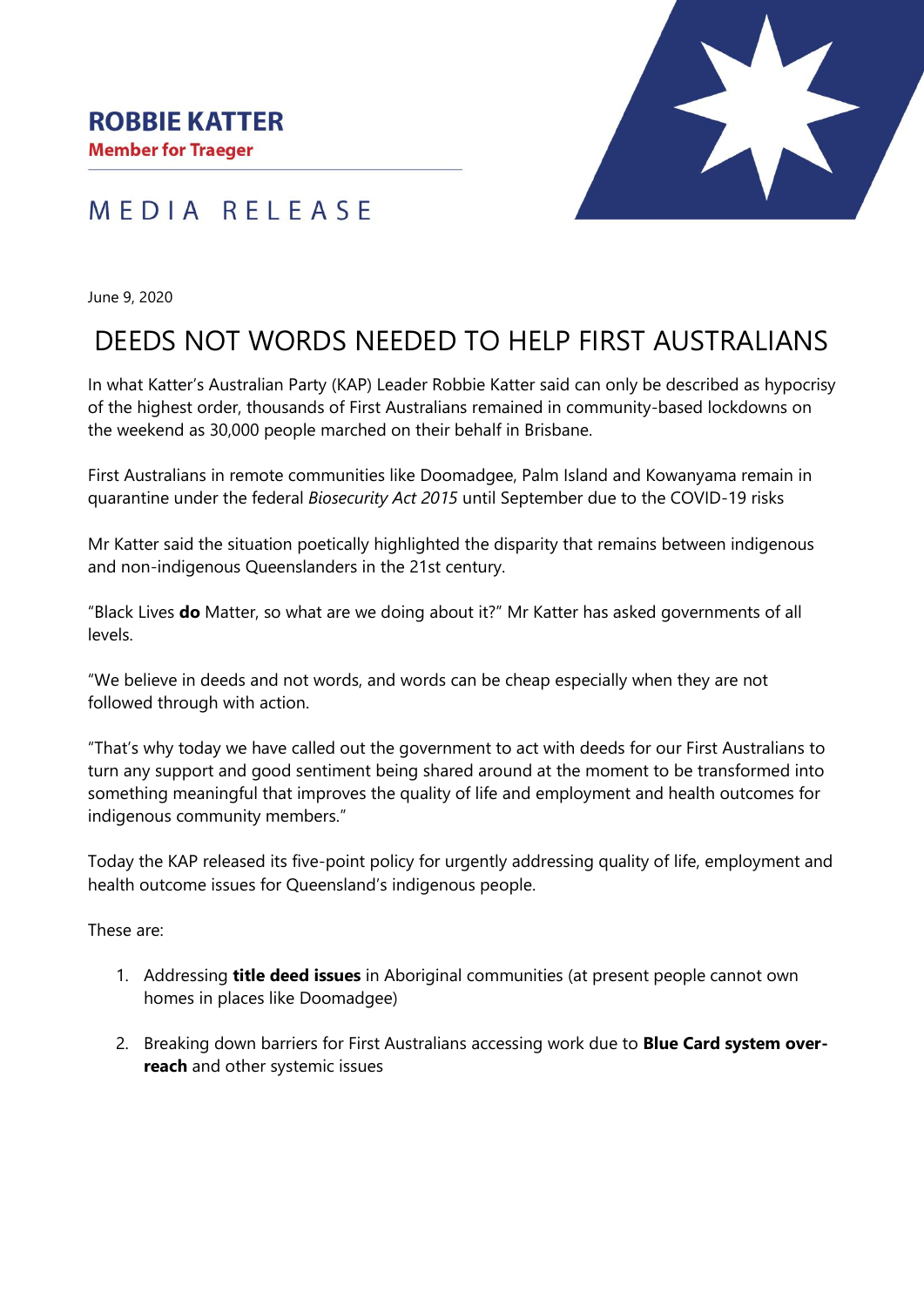**ROBBIE KATTER**
**Member for Traeger**

# MEDIA RELEASE

June 9, 2020

# DEEDS NOT WORDS NEEDED TO HELP FIRST AUSTRALIANS

In what Katter's Australian Party (KAP) Leader Robbie Katter said can only be described as hypocrisy of the highest order, thousands of First Australians remained in community-based lockdowns on the weekend as 30,000 people marched on their behalf in Brisbane.

First Australians in remote communities like Doomadgee, Palm Island and Kowanyama remain in quarantine under the federal *Biosecurity Act 2015* until September due to the COVID-19 risks

Mr Katter said the situation poetically highlighted the disparity that remains between indigenous and non-indigenous Queenslanders in the 21st century.

"Black Lives **do** Matter, so what are we doing about it?" Mr Katter has asked governments of all levels.

"We believe in deeds and not words, and words can be cheap especially when they are not followed through with action.

"That's why today we have called out the government to act with deeds for our First Australians to turn any support and good sentiment being shared around at the moment to be transformed into something meaningful that improves the quality of life and employment and health outcomes for indigenous community members."

Today the KAP released its five-point policy for urgently addressing quality of life, employment and health outcome issues for Queensland's indigenous people.

These are:

1. Addressing **title deed issues** in Aboriginal communities (at present people cannot own homes in places like Doomadgee)
2. Breaking down barriers for First Australians accessing work due to **Blue Card system over-reach** and other systemic issues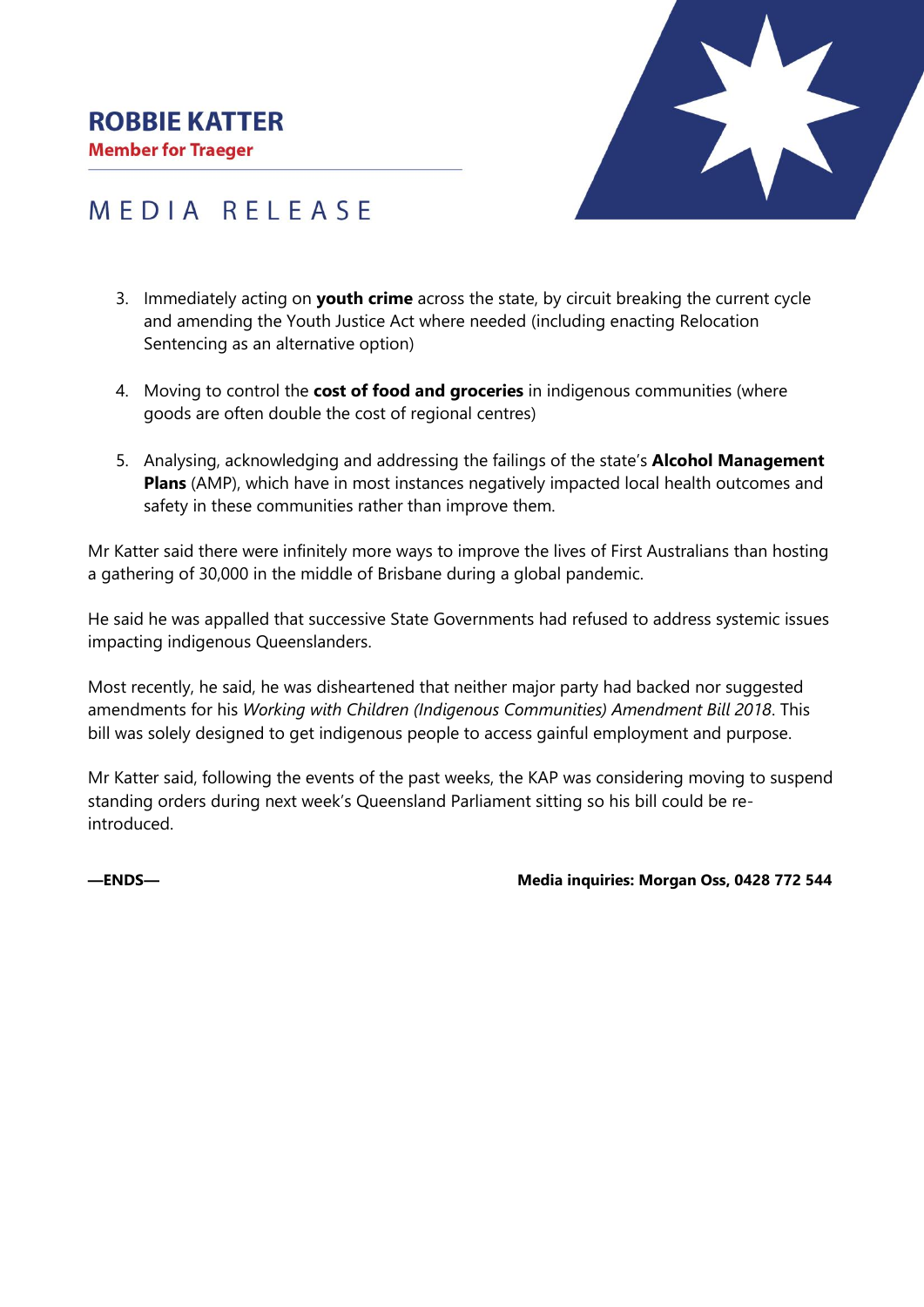**ROBBIE KATTER**
**Member for Traeger**

MEDIA RELEASE

3. Immediately acting on **youth crime** across the state, by circuit breaking the current cycle and amending the Youth Justice Act where needed (including enacting Relocation Sentencing as an alternative option)

4. Moving to control the **cost of food and groceries** in indigenous communities (where goods are often double the cost of regional centres)

5. Analysing, acknowledging and addressing the failings of the state's **Alcohol Management Plans** (AMP), which have in most instances negatively impacted local health outcomes and safety in these communities rather than improve them.

Mr Katter said there were infinitely more ways to improve the lives of First Australians than hosting a gathering of 30,000 in the middle of Brisbane during a global pandemic.

He said he was appalled that successive State Governments had refused to address systemic issues impacting indigenous Queenslanders.

Most recently, he said, he was disheartened that neither major party had backed nor suggested amendments for his *Working with Children (Indigenous Communities) Amendment Bill 2018*. This bill was solely designed to get indigenous people to access gainful employment and purpose.

Mr Katter said, following the events of the past weeks, the KAP was considering moving to suspend standing orders during next week's Queensland Parliament sitting so his bill could be re-introduced.

**—ENDS—** **Media inquiries: Morgan Oss, 0428 772 544**